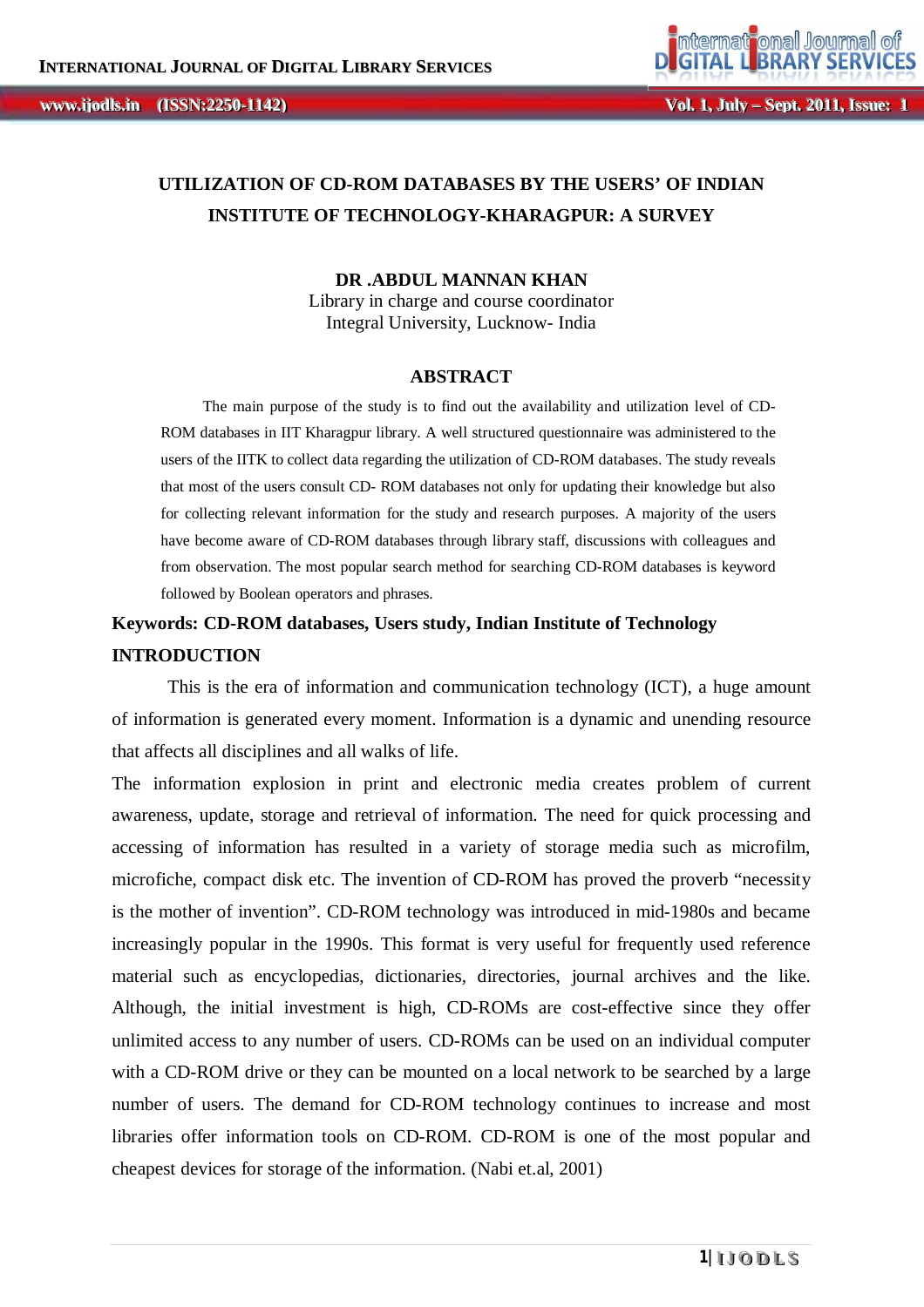# UTILIZATION OF CD-ROM DATABASES BY THE USERS' OF INDIAN INSTITUTE OF TECHNOLOGY-KHARAGPUR: A SURVEY

**DR .ABDUL MANNAN KHAN**
Library in charge and course coordinator
Integral University, Lucknow- India

## ABSTRACT

The main purpose of the study is to find out the availability and utilization level of CD-ROM databases in IIT Kharagpur library. A well structured questionnaire was administered to the users of the IITK to collect data regarding the utilization of CD-ROM databases. The study reveals that most of the users consult CD- ROM databases not only for updating their knowledge but also for collecting relevant information for the study and research purposes. A majority of the users have become aware of CD-ROM databases through library staff, discussions with colleagues and from observation. The most popular search method for searching CD-ROM databases is keyword followed by Boolean operators and phrases.

**Keywords: CD-ROM databases, Users study, Indian Institute of Technology**

## INTRODUCTION

This is the era of information and communication technology (ICT), a huge amount of information is generated every moment. Information is a dynamic and unending resource that affects all disciplines and all walks of life.

The information explosion in print and electronic media creates problem of current awareness, update, storage and retrieval of information. The need for quick processing and accessing of information has resulted in a variety of storage media such as microfilm, microfiche, compact disk etc. The invention of CD-ROM has proved the proverb "necessity is the mother of invention". CD-ROM technology was introduced in mid-1980s and became increasingly popular in the 1990s. This format is very useful for frequently used reference material such as encyclopedias, dictionaries, directories, journal archives and the like. Although, the initial investment is high, CD-ROMs are cost-effective since they offer unlimited access to any number of users. CD-ROMs can be used on an individual computer with a CD-ROM drive or they can be mounted on a local network to be searched by a large number of users. The demand for CD-ROM technology continues to increase and most libraries offer information tools on CD-ROM. CD-ROM is one of the most popular and cheapest devices for storage of the information. (Nabi et.al, 2001)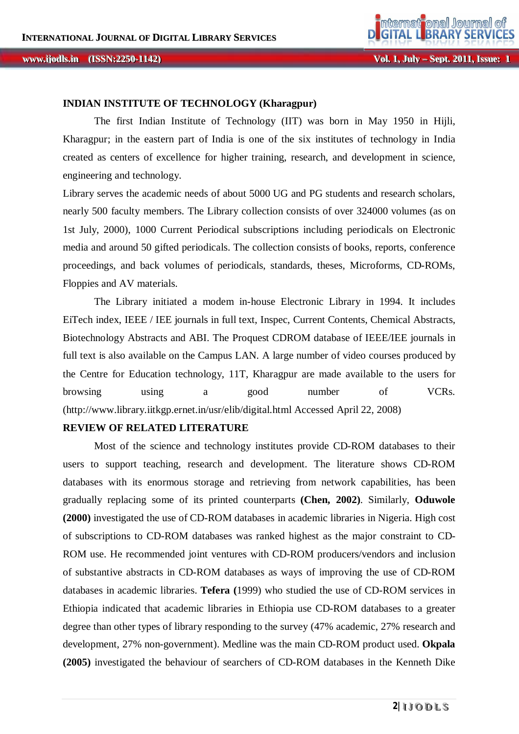**INDIAN INSTITUTE OF TECHNOLOGY (Kharagpur)**

The first Indian Institute of Technology (IIT) was born in May 1950 in Hijli, Kharagpur; in the eastern part of India is one of the six institutes of technology in India created as centers of excellence for higher training, research, and development in science, engineering and technology.

Library serves the academic needs of about 5000 UG and PG students and research scholars, nearly 500 faculty members. The Library collection consists of over 324000 volumes (as on 1st July, 2000), 1000 Current Periodical subscriptions including periodicals on Electronic media and around 50 gifted periodicals. The collection consists of books, reports, conference proceedings, and back volumes of periodicals, standards, theses, Microforms, CD-ROMs, Floppies and AV materials.

The Library initiated a modem in-house Electronic Library in 1994. It includes EiTech index, IEEE / IEE journals in full text, Inspec, Current Contents, Chemical Abstracts, Biotechnology Abstracts and ABI. The Proquest CDROM database of IEEE/IEE journals in full text is also available on the Campus LAN. A large number of video courses produced by the Centre for Education technology, 11T, Kharagpur are made available to the users for browsing using a good number of VCRs. (http://www.library.iitkgp.ernet.in/usr/elib/digital.html Accessed April 22, 2008)

**REVIEW OF RELATED LITERATURE**

Most of the science and technology institutes provide CD-ROM databases to their users to support teaching, research and development. The literature shows CD-ROM databases with its enormous storage and retrieving from network capabilities, has been gradually replacing some of its printed counterparts **(Chen, 2002)**. Similarly, **Oduwole (2000)** investigated the use of CD-ROM databases in academic libraries in Nigeria. High cost of subscriptions to CD-ROM databases was ranked highest as the major constraint to CD-ROM use. He recommended joint ventures with CD-ROM producers/vendors and inclusion of substantive abstracts in CD-ROM databases as ways of improving the use of CD-ROM databases in academic libraries. **Tefera (**1999) who studied the use of CD-ROM services in Ethiopia indicated that academic libraries in Ethiopia use CD-ROM databases to a greater degree than other types of library responding to the survey (47% academic, 27% research and development, 27% non-government). Medline was the main CD-ROM product used. **Okpala (2005)** investigated the behaviour of searchers of CD-ROM databases in the Kenneth Dike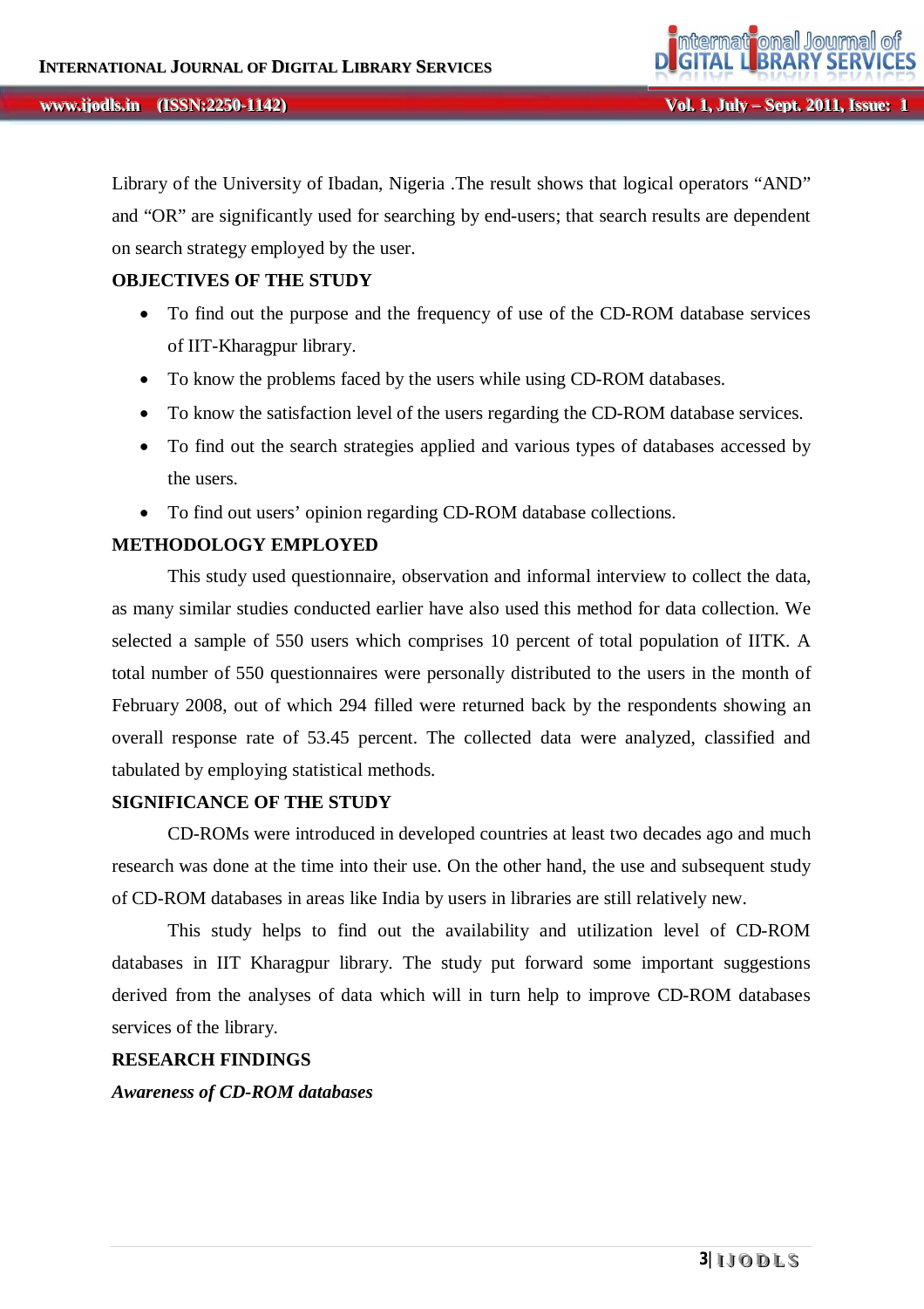Library of the University of Ibadan, Nigeria .The result shows that logical operators "AND" and "OR" are significantly used for searching by end-users; that search results are dependent on search strategy employed by the user.

## OBJECTIVES OF THE STUDY

- To find out the purpose and the frequency of use of the CD-ROM database services of IIT-Kharagpur library.
- To know the problems faced by the users while using CD-ROM databases.
- To know the satisfaction level of the users regarding the CD-ROM database services.
- To find out the search strategies applied and various types of databases accessed by the users.
- To find out users' opinion regarding CD-ROM database collections.

## METHODOLOGY EMPLOYED

This study used questionnaire, observation and informal interview to collect the data, as many similar studies conducted earlier have also used this method for data collection. We selected a sample of 550 users which comprises 10 percent of total population of IITK. A total number of 550 questionnaires were personally distributed to the users in the month of February 2008, out of which 294 filled were returned back by the respondents showing an overall response rate of 53.45 percent. The collected data were analyzed, classified and tabulated by employing statistical methods.

## SIGNIFICANCE OF THE STUDY

CD-ROMs were introduced in developed countries at least two decades ago and much research was done at the time into their use. On the other hand, the use and subsequent study of CD-ROM databases in areas like India by users in libraries are still relatively new.

This study helps to find out the availability and utilization level of CD-ROM databases in IIT Kharagpur library. The study put forward some important suggestions derived from the analyses of data which will in turn help to improve CD-ROM databases services of the library.

## RESEARCH FINDINGS

***Awareness of CD-ROM databases***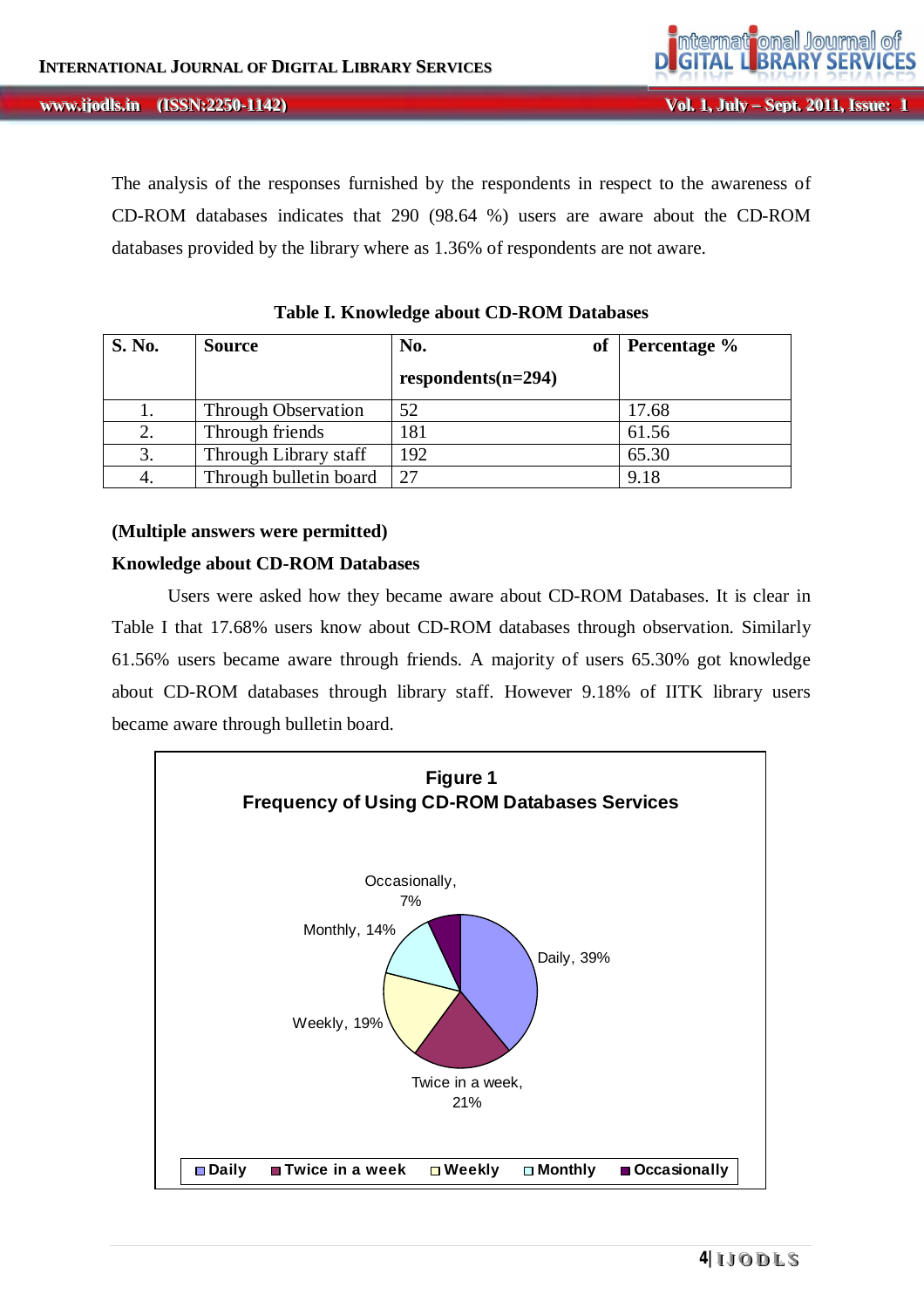The analysis of the responses furnished by the respondents in respect to the awareness of CD-ROM databases indicates that 290 (98.64 %) users are aware about the CD-ROM databases provided by the library where as 1.36% of respondents are not aware.

**Table I. Knowledge about CD-ROM Databases**

| S. No. | Source | No. of respondents(n=294) | Percentage % |
|---|---|---|---|
| 1. | Through Observation | 52 | 17.68 |
| 2. | Through friends | 181 | 61.56 |
| 3. | Through Library staff | 192 | 65.30 |
| 4. | Through bulletin board | 27 | 9.18 |

**(Multiple answers were permitted)**

**Knowledge about CD-ROM Databases**

Users were asked how they became aware about CD-ROM Databases. It is clear in Table I that 17.68% users know about CD-ROM databases through observation. Similarly 61.56% users became aware through friends. A majority of users 65.30% got knowledge about CD-ROM databases through library staff. However 9.18% of IITK library users became aware through bulletin board.

**Figure 1**
**Frequency of Using CD-ROM Databases Services**

Daily, 39%; Twice in a week, 21%; Weekly, 19%; Monthly, 14%; Occasionally, 7%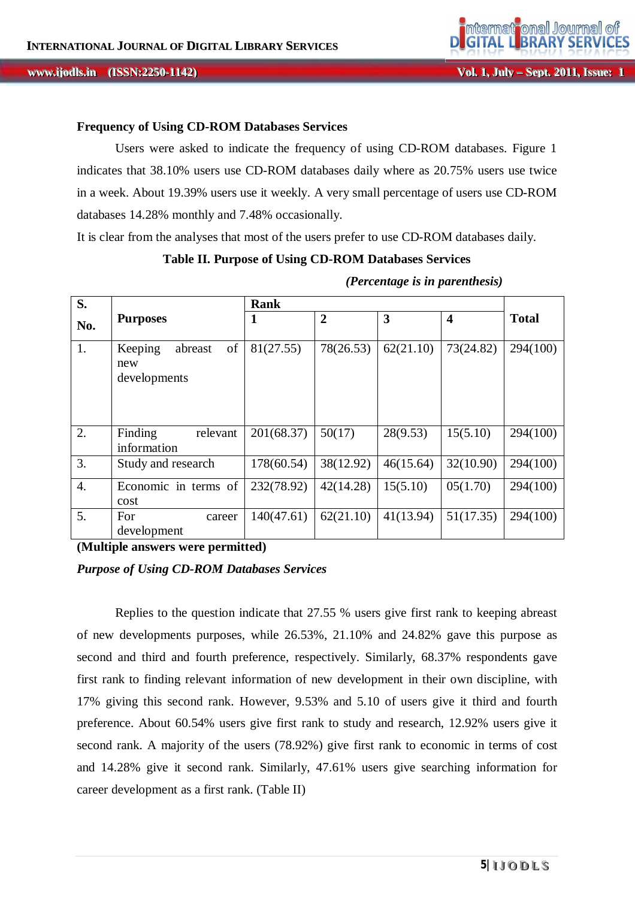### Frequency of Using CD-ROM Databases Services

Users were asked to indicate the frequency of using CD-ROM databases. Figure 1 indicates that 38.10% users use CD-ROM databases daily where as 20.75% users use twice in a week. About 19.39% users use it weekly. A very small percentage of users use CD-ROM databases 14.28% monthly and 7.48% occasionally.

It is clear from the analyses that most of the users prefer to use CD-ROM databases daily.

**Table II. Purpose of Using CD-ROM Databases Services**

***(Percentage is in parenthesis)***

| S. No. | Purposes | Rank | | | | Total |
|---|---|---|---|---|---|---|
| | | 1 | 2 | 3 | 4 | |
| 1. | Keeping abreast of new developments | 81(27.55) | 78(26.53) | 62(21.10) | 73(24.82) | 294(100) |
| 2. | Finding relevant information | 201(68.37) | 50(17) | 28(9.53) | 15(5.10) | 294(100) |
| 3. | Study and research | 178(60.54) | 38(12.92) | 46(15.64) | 32(10.90) | 294(100) |
| 4. | Economic in terms of cost | 232(78.92) | 42(14.28) | 15(5.10) | 05(1.70) | 294(100) |
| 5. | For career development | 140(47.61) | 62(21.10) | 41(13.94) | 51(17.35) | 294(100) |

**(Multiple answers were permitted)**

***Purpose of Using CD-ROM Databases Services***

Replies to the question indicate that 27.55 % users give first rank to keeping abreast of new developments purposes, while 26.53%, 21.10% and 24.82% gave this purpose as second and third and fourth preference, respectively. Similarly, 68.37% respondents gave first rank to finding relevant information of new development in their own discipline, with 17% giving this second rank. However, 9.53% and 5.10 of users give it third and fourth preference. About 60.54% users give first rank to study and research, 12.92% users give it second rank. A majority of the users (78.92%) give first rank to economic in terms of cost and 14.28% give it second rank. Similarly, 47.61% users give searching information for career development as a first rank. (Table II)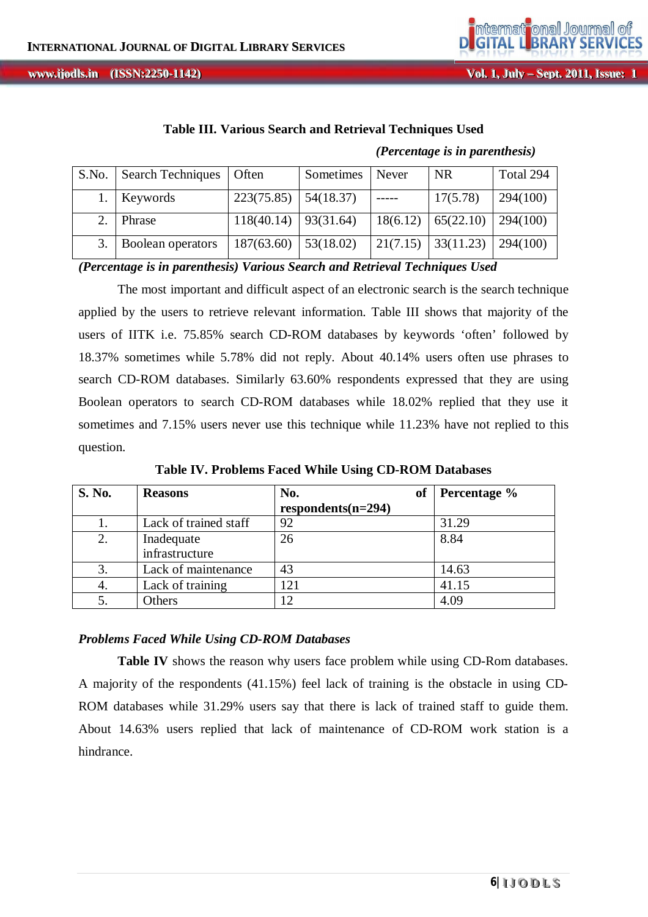**Table III. Various Search and Retrieval Techniques Used**

*(Percentage is in parenthesis)*

| S.No. | Search Techniques | Often | Sometimes | Never | NR | Total 294 |
|---|---|---|---|---|---|---|
| 1. | Keywords | 223(75.85) | 54(18.37) | ----- | 17(5.78) | 294(100) |
| 2. | Phrase | 118(40.14) | 93(31.64) | 18(6.12) | 65(22.10) | 294(100) |
| 3. | Boolean operators | 187(63.60) | 53(18.02) | 21(7.15) | 33(11.23) | 294(100) |

***(Percentage is in parenthesis) Various Search and Retrieval Techniques Used***

The most important and difficult aspect of an electronic search is the search technique applied by the users to retrieve relevant information. Table III shows that majority of the users of IITK i.e. 75.85% search CD-ROM databases by keywords 'often' followed by 18.37% sometimes while 5.78% did not reply. About 40.14% users often use phrases to search CD-ROM databases. Similarly 63.60% respondents expressed that they are using Boolean operators to search CD-ROM databases while 18.02% replied that they use it sometimes and 7.15% users never use this technique while 11.23% have not replied to this question.

**Table IV. Problems Faced While Using CD-ROM Databases**

| S. No. | Reasons | No. of respondents(n=294) | Percentage % |
|---|---|---|---|
| 1. | Lack of trained staff | 92 | 31.29 |
| 2. | Inadequate infrastructure | 26 | 8.84 |
| 3. | Lack of maintenance | 43 | 14.63 |
| 4. | Lack of training | 121 | 41.15 |
| 5. | Others | 12 | 4.09 |

***Problems Faced While Using CD-ROM Databases***

**Table IV** shows the reason why users face problem while using CD-Rom databases. A majority of the respondents (41.15%) feel lack of training is the obstacle in using CD-ROM databases while 31.29% users say that there is lack of trained staff to guide them. About 14.63% users replied that lack of maintenance of CD-ROM work station is a hindrance.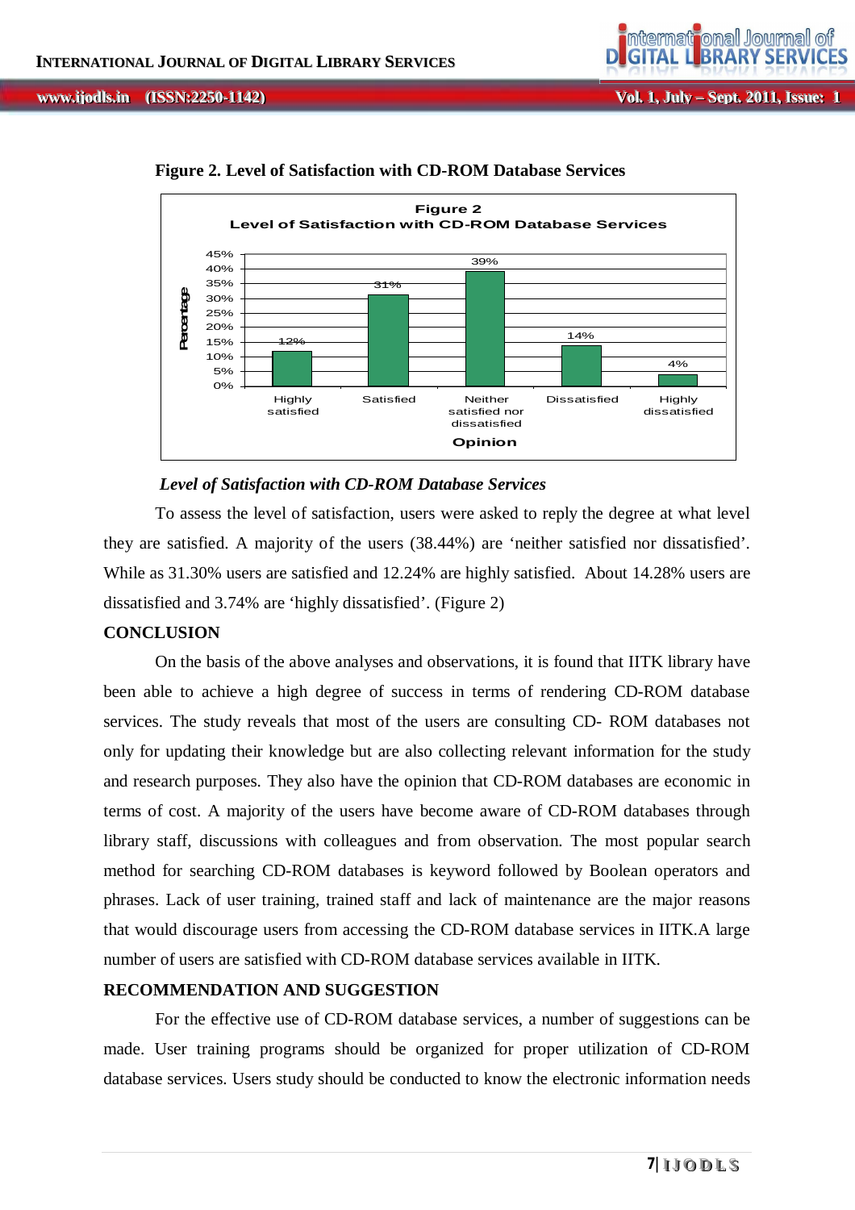**Figure 2. Level of Satisfaction with CD-ROM Database Services**

*Level of Satisfaction with CD-ROM Database Services*

To assess the level of satisfaction, users were asked to reply the degree at what level they are satisfied. A majority of the users (38.44%) are 'neither satisfied nor dissatisfied'. While as 31.30% users are satisfied and 12.24% are highly satisfied. About 14.28% users are dissatisfied and 3.74% are 'highly dissatisfied'. (Figure 2)

**CONCLUSION**

On the basis of the above analyses and observations, it is found that IITK library have been able to achieve a high degree of success in terms of rendering CD-ROM database services. The study reveals that most of the users are consulting CD- ROM databases not only for updating their knowledge but are also collecting relevant information for the study and research purposes. They also have the opinion that CD-ROM databases are economic in terms of cost. A majority of the users have become aware of CD-ROM databases through library staff, discussions with colleagues and from observation. The most popular search method for searching CD-ROM databases is keyword followed by Boolean operators and phrases. Lack of user training, trained staff and lack of maintenance are the major reasons that would discourage users from accessing the CD-ROM database services in IITK.A large number of users are satisfied with CD-ROM database services available in IITK.

**RECOMMENDATION AND SUGGESTION**

For the effective use of CD-ROM database services, a number of suggestions can be made. User training programs should be organized for proper utilization of CD-ROM database services. Users study should be conducted to know the electronic information needs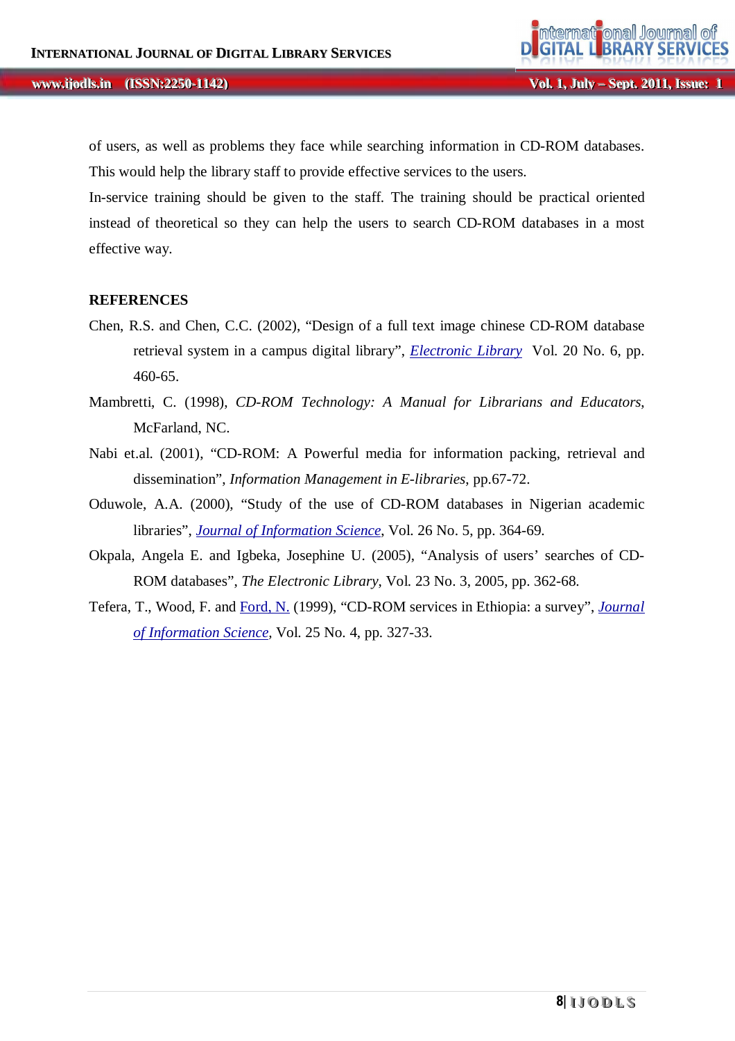of users, as well as problems they face while searching information in CD-ROM databases. This would help the library staff to provide effective services to the users.

In-service training should be given to the staff. The training should be practical oriented instead of theoretical so they can help the users to search CD-ROM databases in a most effective way.

## REFERENCES

Chen, R.S. and Chen, C.C. (2002), "Design of a full text image chinese CD-ROM database retrieval system in a campus digital library", *Electronic Library* Vol. 20 No. 6, pp. 460-65.

Mambretti, C. (1998), *CD-ROM Technology: A Manual for Librarians and Educators*, McFarland, NC.

Nabi et.al. (2001), "CD-ROM: A Powerful media for information packing, retrieval and dissemination", *Information Management in E-libraries*, pp.67-72.

Oduwole, A.A. (2000), "Study of the use of CD-ROM databases in Nigerian academic libraries", *Journal of Information Science*, Vol. 26 No. 5, pp. 364-69.

Okpala, Angela E. and Igbeka, Josephine U. (2005), "Analysis of users' searches of CD-ROM databases", *The Electronic Library*, Vol. 23 No. 3, 2005, pp. 362-68.

Tefera, T., Wood, F. and Ford, N. (1999), "CD-ROM services in Ethiopia: a survey", *Journal of Information Science*, Vol. 25 No. 4, pp. 327-33.